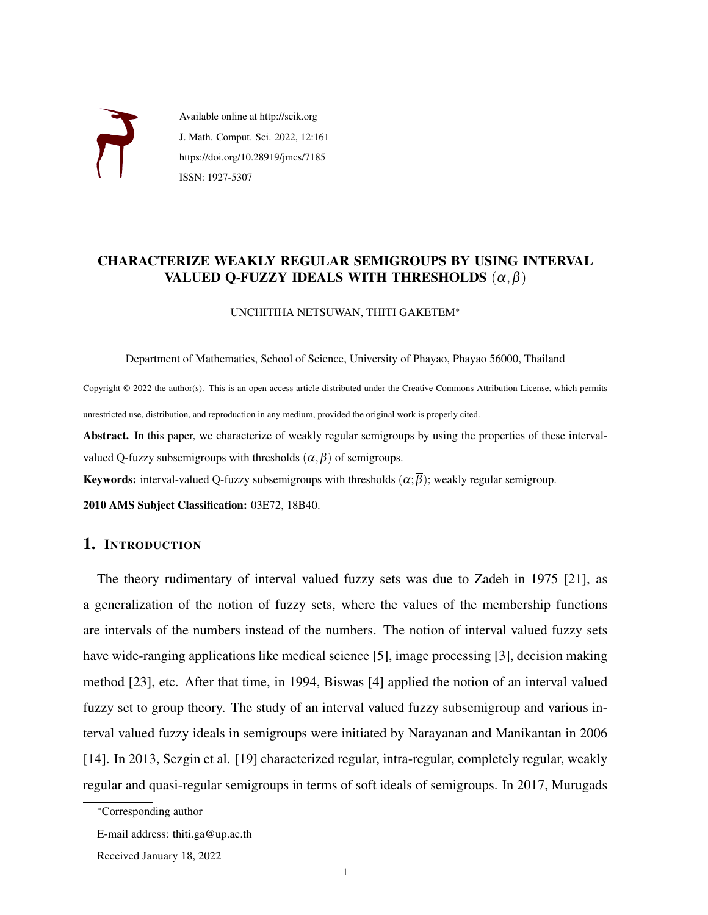Available online at http://scik.org
J. Math. Comput. Sci. 2022, 12:161
https://doi.org/10.28919/jmcs/7185
ISSN: 1927-5307

# CHARACTERIZE WEAKLY REGULAR SEMIGROUPS BY USING INTERVAL VALUED Q-FUZZY IDEALS WITH THRESHOLDS $(\overline{\alpha},\overline{\beta})$

UNCHITIHA NETSUWAN, THITI GAKETEM*

Department of Mathematics, School of Science, University of Phayao, Phayao 56000, Thailand

Copyright © 2022 the author(s). This is an open access article distributed under the Creative Commons Attribution License, which permits unrestricted use, distribution, and reproduction in any medium, provided the original work is properly cited.

**Abstract.** In this paper, we characterize of weakly regular semigroups by using the properties of these interval-valued Q-fuzzy subsemigroups with thresholds $(\overline{\alpha},\overline{\beta})$ of semigroups.

**Keywords:** interval-valued Q-fuzzy subsemigroups with thresholds $(\overline{\alpha};\overline{\beta})$; weakly regular semigroup.

**2010 AMS Subject Classification:** 03E72, 18B40.

## 1. Introduction

The theory rudimentary of interval valued fuzzy sets was due to Zadeh in 1975 [21], as a generalization of the notion of fuzzy sets, where the values of the membership functions are intervals of the numbers instead of the numbers. The notion of interval valued fuzzy sets have wide-ranging applications like medical science [5], image processing [3], decision making method [23], etc. After that time, in 1994, Biswas [4] applied the notion of an interval valued fuzzy set to group theory. The study of an interval valued fuzzy subsemigroup and various interval valued fuzzy ideals in semigroups were initiated by Narayanan and Manikantan in 2006 [14]. In 2013, Sezgin et al. [19] characterized regular, intra-regular, completely regular, weakly regular and quasi-regular semigroups in terms of soft ideals of semigroups. In 2017, Murugads

*Corresponding author

E-mail address: thiti.ga@up.ac.th

Received January 18, 2022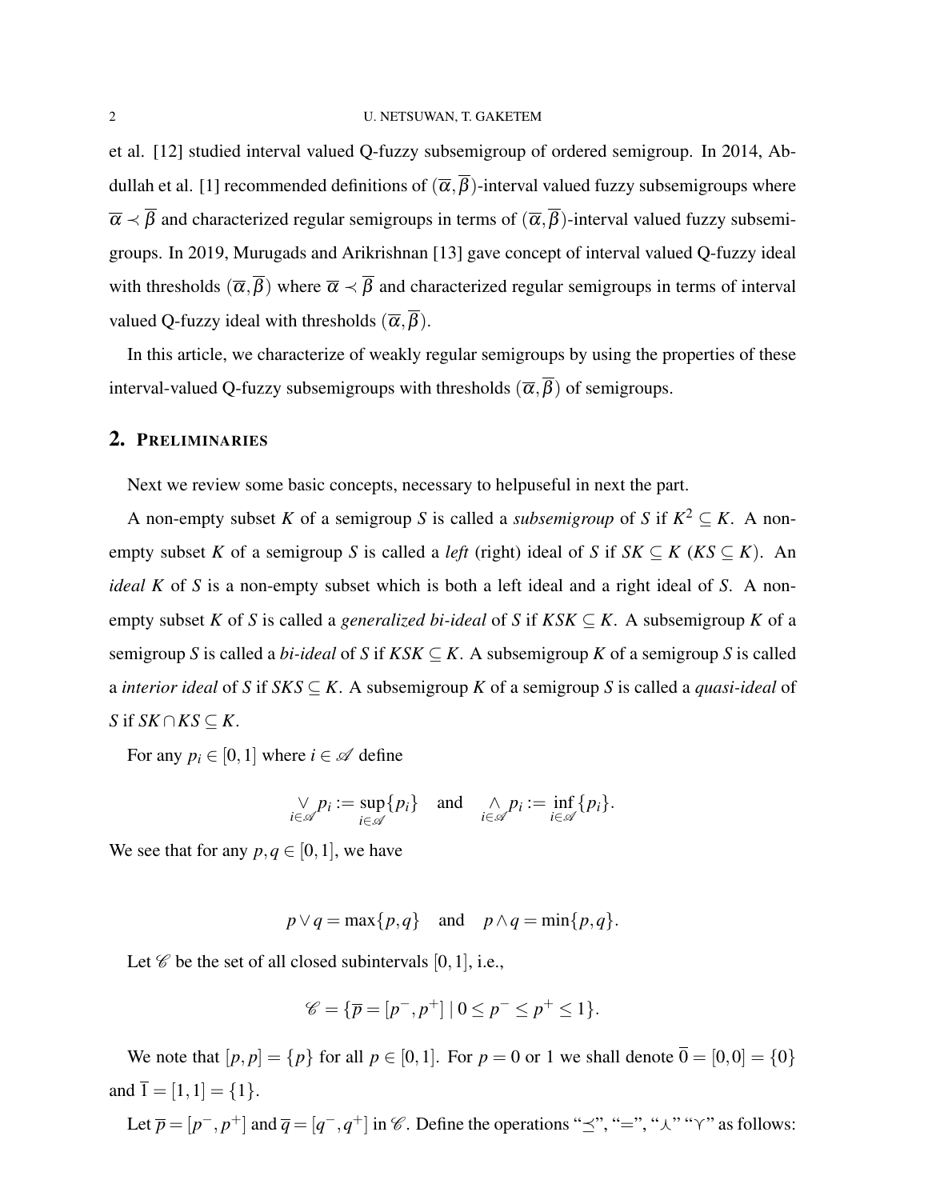et al. [12] studied interval valued Q-fuzzy subsemigroup of ordered semigroup. In 2014, Abdullah et al. [1] recommended definitions of $(\overline{\alpha},\overline{\beta})$-interval valued fuzzy subsemigroups where $\overline{\alpha} \prec \overline{\beta}$ and characterized regular semigroups in terms of $(\overline{\alpha},\overline{\beta})$-interval valued fuzzy subsemigroups. In 2019, Murugads and Arikrishnan [13] gave concept of interval valued Q-fuzzy ideal with thresholds $(\overline{\alpha},\overline{\beta})$ where $\overline{\alpha} \prec \overline{\beta}$ and characterized regular semigroups in terms of interval valued Q-fuzzy ideal with thresholds $(\overline{\alpha},\overline{\beta})$.

In this article, we characterize of weakly regular semigroups by using the properties of these interval-valued Q-fuzzy subsemigroups with thresholds $(\overline{\alpha},\overline{\beta})$ of semigroups.

## 2. Preliminaries

Next we review some basic concepts, necessary to helpuseful in next the part.

A non-empty subset $K$ of a semigroup $S$ is called a *subsemigroup* of $S$ if $K^2 \subseteq K$. A non-empty subset $K$ of a semigroup $S$ is called a *left* (right) ideal of $S$ if $SK \subseteq K$ ($KS \subseteq K$). An *ideal* $K$ of $S$ is a non-empty subset which is both a left ideal and a right ideal of $S$. A non-empty subset $K$ of $S$ is called a *generalized bi-ideal* of $S$ if $KSK \subseteq K$. A subsemigroup $K$ of a semigroup $S$ is called a *bi-ideal* of $S$ if $KSK \subseteq K$. A subsemigroup $K$ of a semigroup $S$ is called a *interior ideal* of $S$ if $SKS \subseteq K$. A subsemigroup $K$ of a semigroup $S$ is called a *quasi-ideal* of $S$ if $SK \cap KS \subseteq K$.

For any $p_i \in [0,1]$ where $i \in \mathscr{A}$ define

$$\underset{i\in\mathscr{A}}{\vee} p_i := \sup_{i\in\mathscr{A}}\{p_i\} \quad \text{and} \quad \underset{i\in\mathscr{A}}{\wedge} p_i := \inf_{i\in\mathscr{A}}\{p_i\}.$$

We see that for any $p,q \in [0,1]$, we have

$$p \vee q = \max\{p,q\} \quad \text{and} \quad p \wedge q = \min\{p,q\}.$$

Let $\mathscr{C}$ be the set of all closed subintervals $[0,1]$, i.e.,

$$\mathscr{C} = \{\overline{p} = [p^-,p^+] \mid 0 \leq p^- \leq p^+ \leq 1\}.$$

We note that $[p,p] = \{p\}$ for all $p \in [0,1]$. For $p = 0$ or $1$ we shall denote $\overline{0} = [0,0] = \{0\}$ and $\overline{1} = [1,1] = \{1\}$.

Let $\overline{p} = [p^-,p^+]$ and $\overline{q} = [q^-,q^+]$ in $\mathscr{C}$. Define the operations "$\preceq$", "$=$", "$\curlywedge$" "$\curlyvee$" as follows: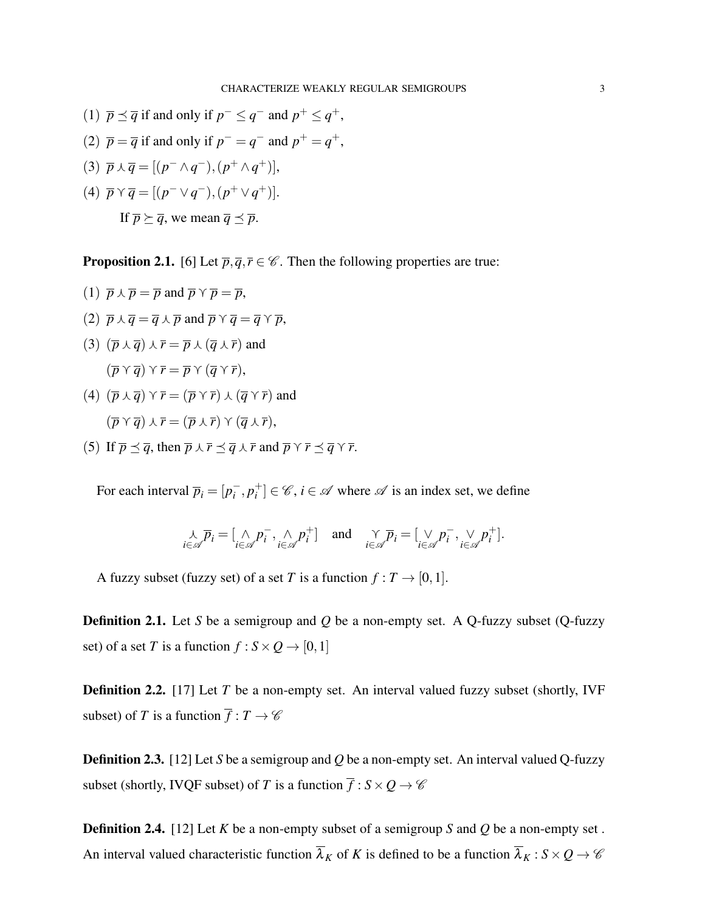(1) $\overline{p} \preceq \overline{q}$ if and only if $p^- \leq q^-$ and $p^+ \leq q^+$,

(2) $\overline{p} = \overline{q}$ if and only if $p^- = q^-$ and $p^+ = q^+$,

(3) $\overline{p} \curlywedge \overline{q} = [(p^- \wedge q^-), (p^+ \wedge q^+)]$,

(4) $\overline{p} \curlyvee \overline{q} = [(p^- \vee q^-), (p^+ \vee q^+)]$.

If $\overline{p} \succeq \overline{q}$, we mean $\overline{q} \preceq \overline{p}$.

**Proposition 2.1.** [6] Let $\overline{p}, \overline{q}, \overline{r} \in \mathscr{C}$. Then the following properties are true:

(1) $\overline{p} \curlywedge \overline{p} = \overline{p}$ and $\overline{p} \curlyvee \overline{p} = \overline{p}$,

(2) $\overline{p} \curlywedge \overline{q} = \overline{q} \curlywedge \overline{p}$ and $\overline{p} \curlyvee \overline{q} = \overline{q} \curlyvee \overline{p}$,

(3) $(\overline{p} \curlywedge \overline{q}) \curlywedge \overline{r} = \overline{p} \curlywedge (\overline{q} \curlywedge \overline{r})$ and
$(\overline{p} \curlyvee \overline{q}) \curlyvee \overline{r} = \overline{p} \curlyvee (\overline{q} \curlyvee \overline{r})$,

(4) $(\overline{p} \curlywedge \overline{q}) \curlyvee \overline{r} = (\overline{p} \curlyvee \overline{r}) \curlywedge (\overline{q} \curlyvee \overline{r})$ and
$(\overline{p} \curlyvee \overline{q}) \curlywedge \overline{r} = (\overline{p} \curlywedge \overline{r}) \curlyvee (\overline{q} \curlywedge \overline{r})$,

(5) If $\overline{p} \preceq \overline{q}$, then $\overline{p} \curlywedge \overline{r} \preceq \overline{q} \curlywedge \overline{r}$ and $\overline{p} \curlyvee \overline{r} \preceq \overline{q} \curlyvee \overline{r}$.

For each interval $\overline{p}_i = [p_i^-, p_i^+] \in \mathscr{C}$, $i \in \mathscr{A}$ where $\mathscr{A}$ is an index set, we define

$$\underset{i \in \mathscr{A}}{\curlywedge} \overline{p}_i = [\underset{i \in \mathscr{A}}{\wedge} p_i^-, \underset{i \in \mathscr{A}}{\wedge} p_i^+] \quad \text{and} \quad \underset{i \in \mathscr{A}}{\curlyvee} \overline{p}_i = [\underset{i \in \mathscr{A}}{\vee} p_i^-, \underset{i \in \mathscr{A}}{\vee} p_i^+].$$

A fuzzy subset (fuzzy set) of a set $T$ is a function $f : T \to [0,1]$.

**Definition 2.1.** Let $S$ be a semigroup and $Q$ be a non-empty set. A Q-fuzzy subset (Q-fuzzy set) of a set $T$ is a function $f : S \times Q \to [0,1]$

**Definition 2.2.** [17] Let $T$ be a non-empty set. An interval valued fuzzy subset (shortly, IVF subset) of $T$ is a function $\overline{f} : T \to \mathscr{C}$

**Definition 2.3.** [12] Let $S$ be a semigroup and $Q$ be a non-empty set. An interval valued Q-fuzzy subset (shortly, IVQF subset) of $T$ is a function $\overline{f} : S \times Q \to \mathscr{C}$

**Definition 2.4.** [12] Let $K$ be a non-empty subset of a semigroup $S$ and $Q$ be a non-empty set . An interval valued characteristic function $\overline{\lambda}_K$ of $K$ is defined to be a function $\overline{\lambda}_K : S \times Q \to \mathscr{C}$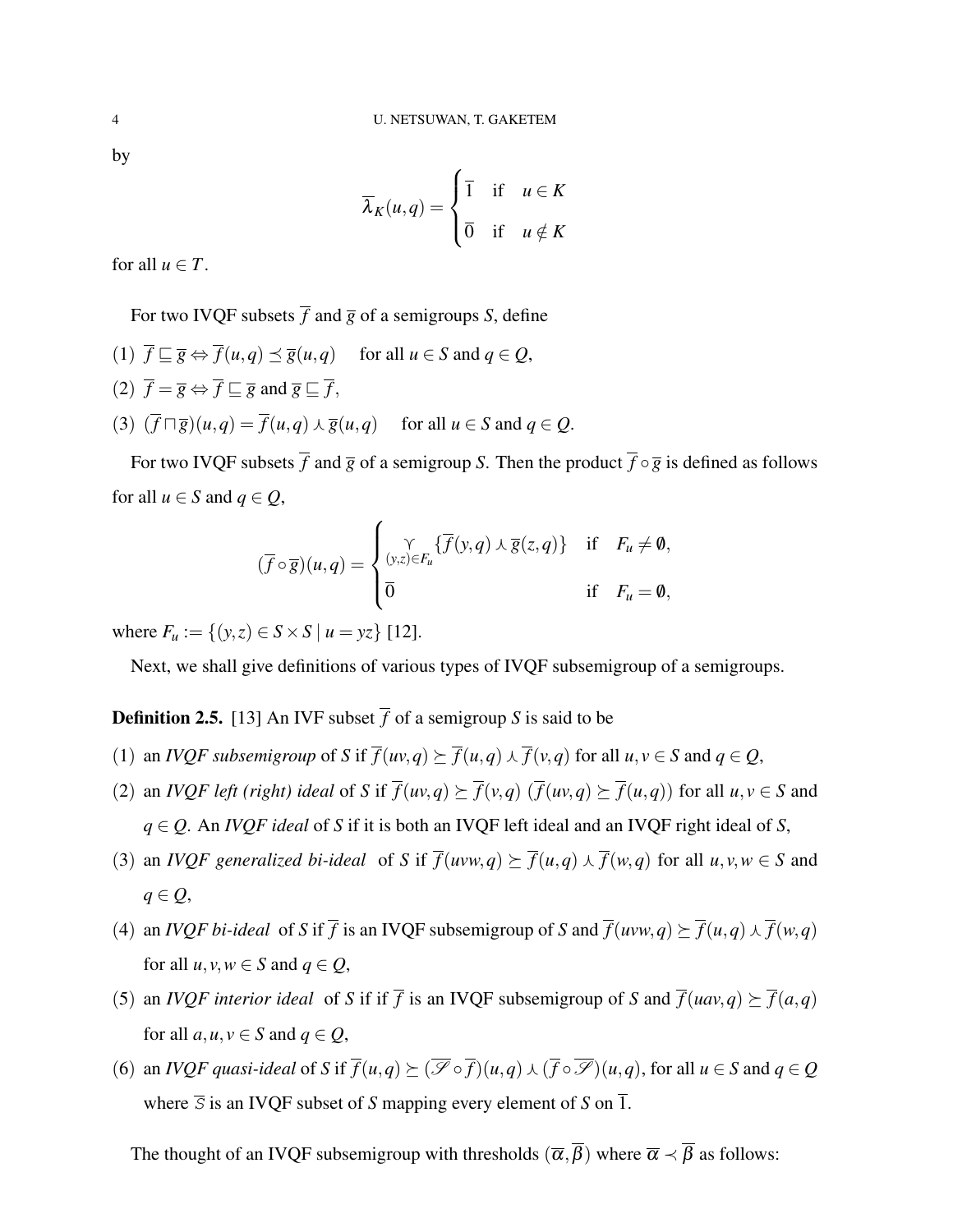by

$$\overline{\lambda}_K(u,q) = \begin{cases} \overline{1} & \text{if} \quad u \in K \\ \overline{0} & \text{if} \quad u \notin K \end{cases}$$

for all $u \in T$.

For two IVQF subsets $\overline{f}$ and $\overline{g}$ of a semigroups $S$, define

(1) $\overline{f} \sqsubseteq \overline{g} \Leftrightarrow \overline{f}(u,q) \preceq \overline{g}(u,q)$ for all $u \in S$ and $q \in Q$,

(2) $\overline{f} = \overline{g} \Leftrightarrow \overline{f} \sqsubseteq \overline{g}$ and $\overline{g} \sqsubseteq \overline{f}$,

(3) $(\overline{f} \sqcap \overline{g})(u,q) = \overline{f}(u,q) \curlywedge \overline{g}(u,q)$ for all $u \in S$ and $q \in Q$.

For two IVQF subsets $\overline{f}$ and $\overline{g}$ of a semigroup $S$. Then the product $\overline{f} \circ \overline{g}$ is defined as follows for all $u \in S$ and $q \in Q$,

$$(\overline{f} \circ \overline{g})(u,q) = \begin{cases} \underset{(y,z) \in F_u}{\curlyvee} \{\overline{f}(y,q) \curlywedge \overline{g}(z,q)\} & \text{if} \quad F_u \neq \emptyset, \\ \overline{0} & \text{if} \quad F_u = \emptyset, \end{cases}$$

where $F_u := \{(y,z) \in S \times S \mid u = yz\}$ [12].

Next, we shall give definitions of various types of IVQF subsemigroup of a semigroups.

**Definition 2.5.** [13] An IVF subset $\overline{f}$ of a semigroup $S$ is said to be

(1) an *IVQF subsemigroup* of $S$ if $\overline{f}(uv,q) \succeq \overline{f}(u,q) \curlywedge \overline{f}(v,q)$ for all $u, v \in S$ and $q \in Q$,

(2) an *IVQF left (right) ideal* of $S$ if $\overline{f}(uv,q) \succeq \overline{f}(v,q)$ $(\overline{f}(uv,q) \succeq \overline{f}(u,q))$ for all $u, v \in S$ and $q \in Q$. An *IVQF ideal* of $S$ if it is both an IVQF left ideal and an IVQF right ideal of $S$,

(3) an *IVQF generalized bi-ideal* of $S$ if $\overline{f}(uvw,q) \succeq \overline{f}(u,q) \curlywedge \overline{f}(w,q)$ for all $u, v, w \in S$ and $q \in Q$,

(4) an *IVQF bi-ideal* of $S$ if $\overline{f}$ is an IVQF subsemigroup of $S$ and $\overline{f}(uvw,q) \succeq \overline{f}(u,q) \curlywedge \overline{f}(w,q)$ for all $u, v, w \in S$ and $q \in Q$,

(5) an *IVQF interior ideal* of $S$ if if $\overline{f}$ is an IVQF subsemigroup of $S$ and $\overline{f}(uav,q) \succeq \overline{f}(a,q)$ for all $a, u, v \in S$ and $q \in Q$,

(6) an *IVQF quasi-ideal* of $S$ if $\overline{f}(u,q) \succeq (\overline{\mathscr{S}} \circ \overline{f})(u,q) \curlywedge (\overline{f} \circ \overline{\mathscr{S}})(u,q)$, for all $u \in S$ and $q \in Q$ where $\overline{S}$ is an IVQF subset of $S$ mapping every element of $S$ on $\overline{1}$.

The thought of an IVQF subsemigroup with thresholds $(\overline{\alpha}, \overline{\beta})$ where $\overline{\alpha} \prec \overline{\beta}$ as follows: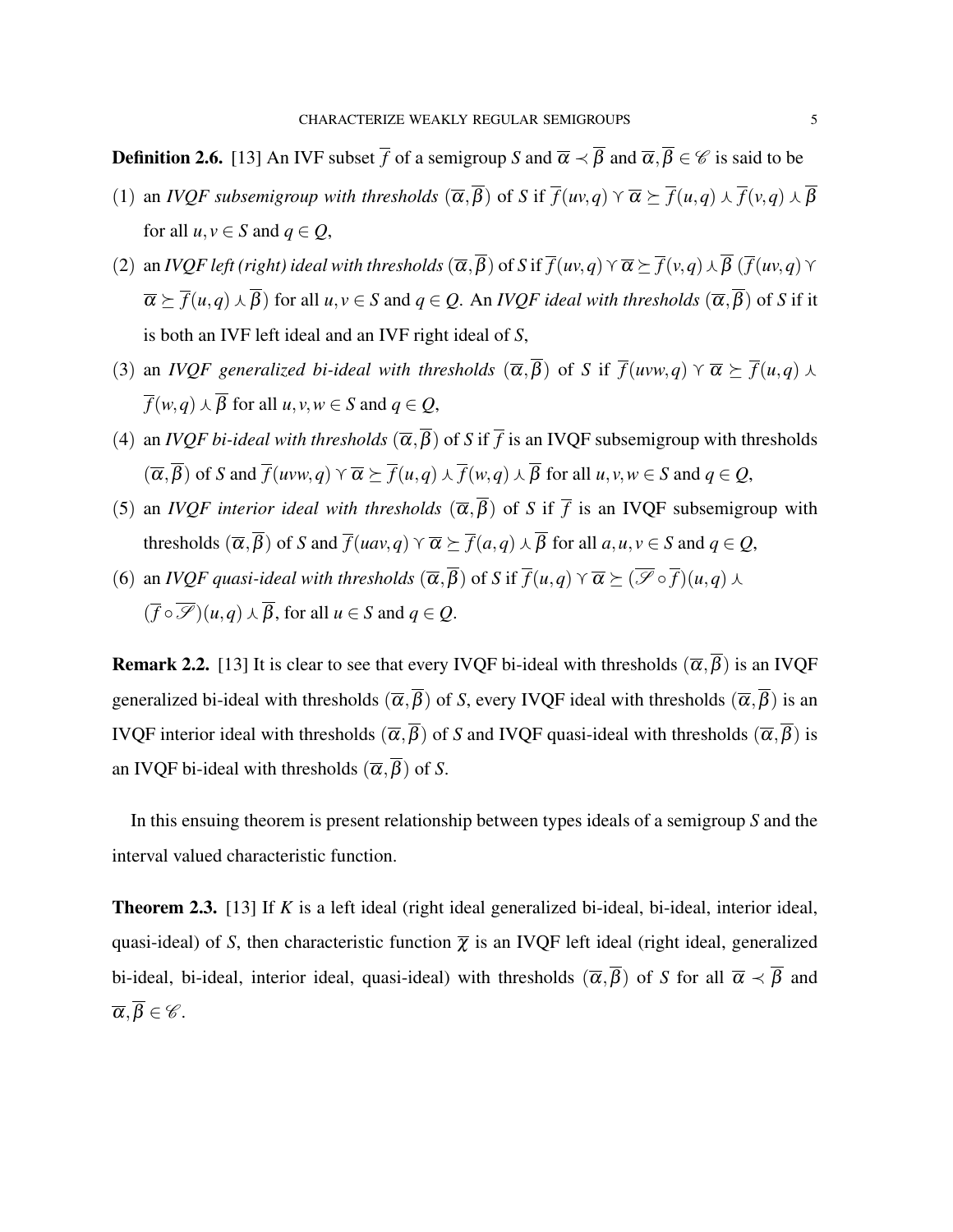**Definition 2.6.** [13] An IVF subset $\overline{f}$ of a semigroup $S$ and $\overline{\alpha} \prec \overline{\beta}$ and $\overline{\alpha}, \overline{\beta} \in \mathscr{C}$ is said to be

(1) an *IVQF subsemigroup with thresholds* $(\overline{\alpha}, \overline{\beta})$ of $S$ if $\overline{f}(uv,q) \curlyvee \overline{\alpha} \succeq \overline{f}(u,q) \curlywedge \overline{f}(v,q) \curlywedge \overline{\beta}$ for all $u, v \in S$ and $q \in Q$,

(2) an *IVQF left (right) ideal with thresholds* $(\overline{\alpha}, \overline{\beta})$ of $S$ if $\overline{f}(uv,q) \curlyvee \overline{\alpha} \succeq \overline{f}(v,q) \curlywedge \overline{\beta}$ ($\overline{f}(uv,q) \curlyvee \overline{\alpha} \succeq \overline{f}(u,q) \curlywedge \overline{\beta}$) for all $u, v \in S$ and $q \in Q$. An *IVQF ideal with thresholds* $(\overline{\alpha}, \overline{\beta})$ of $S$ if it is both an IVF left ideal and an IVF right ideal of $S$,

(3) an *IVQF generalized bi-ideal with thresholds* $(\overline{\alpha}, \overline{\beta})$ of $S$ if $\overline{f}(uvw,q) \curlyvee \overline{\alpha} \succeq \overline{f}(u,q) \curlywedge \overline{f}(w,q) \curlywedge \overline{\beta}$ for all $u, v, w \in S$ and $q \in Q$,

(4) an *IVQF bi-ideal with thresholds* $(\overline{\alpha}, \overline{\beta})$ of $S$ if $\overline{f}$ is an IVQF subsemigroup with thresholds $(\overline{\alpha}, \overline{\beta})$ of $S$ and $\overline{f}(uvw,q) \curlyvee \overline{\alpha} \succeq \overline{f}(u,q) \curlywedge \overline{f}(w,q) \curlywedge \overline{\beta}$ for all $u, v, w \in S$ and $q \in Q$,

(5) an *IVQF interior ideal with thresholds* $(\overline{\alpha}, \overline{\beta})$ of $S$ if $\overline{f}$ is an IVQF subsemigroup with thresholds $(\overline{\alpha}, \overline{\beta})$ of $S$ and $\overline{f}(uav,q) \curlyvee \overline{\alpha} \succeq \overline{f}(a,q) \curlywedge \overline{\beta}$ for all $a, u, v \in S$ and $q \in Q$,

(6) an *IVQF quasi-ideal with thresholds* $(\overline{\alpha}, \overline{\beta})$ of $S$ if $\overline{f}(u,q) \curlyvee \overline{\alpha} \succeq (\overline{\mathscr{S}} \circ \overline{f})(u,q) \curlywedge (\overline{f} \circ \overline{\mathscr{S}})(u,q) \curlywedge \overline{\beta}$, for all $u \in S$ and $q \in Q$.

**Remark 2.2.** [13] It is clear to see that every IVQF bi-ideal with thresholds $(\overline{\alpha}, \overline{\beta})$ is an IVQF generalized bi-ideal with thresholds $(\overline{\alpha}, \overline{\beta})$ of $S$, every IVQF ideal with thresholds $(\overline{\alpha}, \overline{\beta})$ is an IVQF interior ideal with thresholds $(\overline{\alpha}, \overline{\beta})$ of $S$ and IVQF quasi-ideal with thresholds $(\overline{\alpha}, \overline{\beta})$ is an IVQF bi-ideal with thresholds $(\overline{\alpha}, \overline{\beta})$ of $S$.

In this ensuing theorem is present relationship between types ideals of a semigroup $S$ and the interval valued characteristic function.

**Theorem 2.3.** [13] If $K$ is a left ideal (right ideal generalized bi-ideal, bi-ideal, interior ideal, quasi-ideal) of $S$, then characteristic function $\overline{\chi}$ is an IVQF left ideal (right ideal, generalized bi-ideal, bi-ideal, interior ideal, quasi-ideal) with thresholds $(\overline{\alpha}, \overline{\beta})$ of $S$ for all $\overline{\alpha} \prec \overline{\beta}$ and $\overline{\alpha}, \overline{\beta} \in \mathscr{C}$.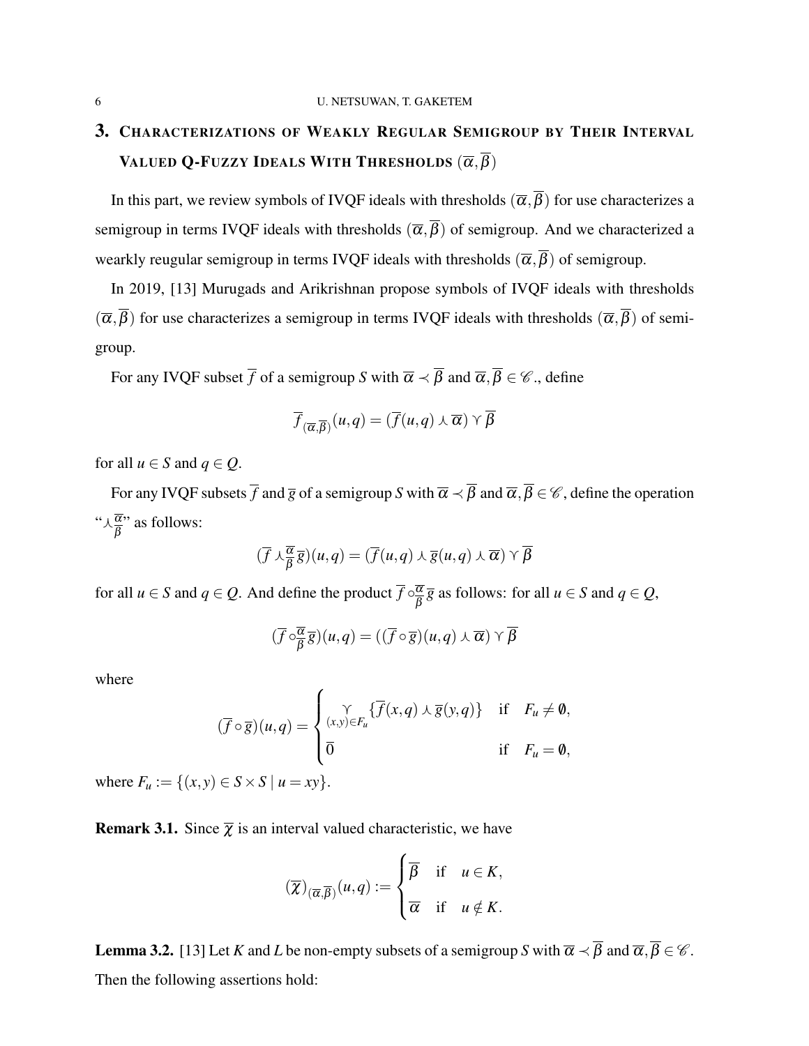## 3. Characterizations of Weakly Regular Semigroup by Their Interval Valued Q-Fuzzy Ideals With Thresholds $(\overline{\alpha},\overline{\beta})$

In this part, we review symbols of IVQF ideals with thresholds $(\overline{\alpha},\overline{\beta})$ for use characterizes a semigroup in terms IVQF ideals with thresholds $(\overline{\alpha},\overline{\beta})$ of semigroup. And we characterized a wearkly reugular semigroup in terms IVQF ideals with thresholds $(\overline{\alpha},\overline{\beta})$ of semigroup.

In 2019, [13] Murugads and Arikrishnan propose symbols of IVQF ideals with thresholds $(\overline{\alpha},\overline{\beta})$ for use characterizes a semigroup in terms IVQF ideals with thresholds $(\overline{\alpha},\overline{\beta})$ of semigroup.

For any IVQF subset $\overline{f}$ of a semigroup $S$ with $\overline{\alpha} \prec \overline{\beta}$ and $\overline{\alpha},\overline{\beta} \in \mathscr{C}$., define

$$\overline{f}_{(\overline{\alpha},\overline{\beta})}(u,q) = (\overline{f}(u,q) \curlywedge \overline{\alpha}) \curlyvee \overline{\beta}$$

for all $u \in S$ and $q \in Q$.

For any IVQF subsets $\overline{f}$ and $\overline{g}$ of a semigroup $S$ with $\overline{\alpha} \prec \overline{\beta}$ and $\overline{\alpha},\overline{\beta} \in \mathscr{C}$, define the operation "$\curlywedge\frac{\overline{\alpha}}{\overline{\beta}}$" as follows:

$$(\overline{f} \curlywedge\frac{\overline{\alpha}}{\overline{\beta}} \overline{g})(u,q) = (\overline{f}(u,q) \curlywedge \overline{g}(u,q) \curlywedge \overline{\alpha}) \curlyvee \overline{\beta}$$

for all $u \in S$ and $q \in Q$. And define the product $\overline{f} \circ\frac{\overline{\alpha}}{\overline{\beta}} \overline{g}$ as follows: for all $u \in S$ and $q \in Q$,

$$(\overline{f} \circ\frac{\overline{\alpha}}{\overline{\beta}} \overline{g})(u,q) = ((\overline{f} \circ \overline{g})(u,q) \curlywedge \overline{\alpha}) \curlyvee \overline{\beta}$$

where

$$(\overline{f} \circ \overline{g})(u,q) = \begin{cases} \underset{(x,y)\in F_u}{\curlyvee} \{\overline{f}(x,q) \curlywedge \overline{g}(y,q)\} & \text{if} \quad F_u \neq \emptyset, \\ \overline{0} & \text{if} \quad F_u = \emptyset, \end{cases}$$

where $F_u := \{(x,y) \in S \times S \mid u = xy\}$.

**Remark 3.1.** Since $\overline{\chi}$ is an interval valued characteristic, we have

$$(\overline{\chi})_{(\overline{\alpha},\overline{\beta})}(u,q) := \begin{cases} \overline{\beta} & \text{if} \quad u \in K, \\ \overline{\alpha} & \text{if} \quad u \notin K. \end{cases}$$

**Lemma 3.2.** [13] Let $K$ and $L$ be non-empty subsets of a semigroup $S$ with $\overline{\alpha} \prec \overline{\beta}$ and $\overline{\alpha},\overline{\beta} \in \mathscr{C}$. Then the following assertions hold: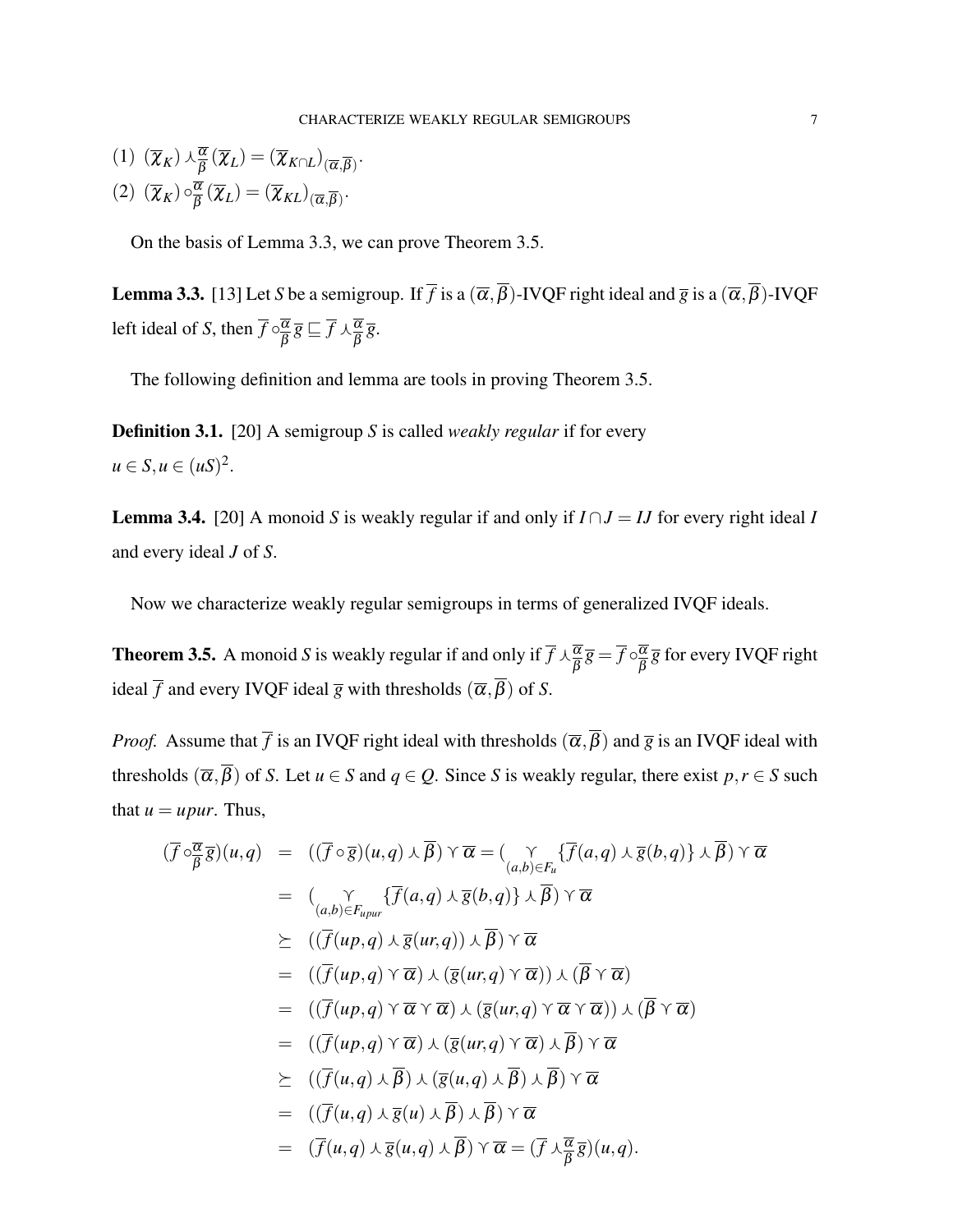(1) $(\overline{\chi}_K) \curlywedge^{\overline{\alpha}}_{\overline{\beta}} (\overline{\chi}_L) = (\overline{\chi}_{K\cap L})_{(\overline{\alpha},\overline{\beta})}$.

(2) $(\overline{\chi}_K) \circ^{\overline{\alpha}}_{\overline{\beta}} (\overline{\chi}_L) = (\overline{\chi}_{KL})_{(\overline{\alpha},\overline{\beta})}$.

On the basis of Lemma 3.3, we can prove Theorem 3.5.

**Lemma 3.3.** [13] Let $S$ be a semigroup. If $\overline{f}$ is a $(\overline{\alpha},\overline{\beta})$-IVQF right ideal and $\overline{g}$ is a $(\overline{\alpha},\overline{\beta})$-IVQF left ideal of $S$, then $\overline{f} \circ^{\overline{\alpha}}_{\overline{\beta}} \overline{g} \sqsubseteq \overline{f} \curlywedge^{\overline{\alpha}}_{\overline{\beta}} \overline{g}$.

The following definition and lemma are tools in proving Theorem 3.5.

**Definition 3.1.** [20] A semigroup $S$ is called *weakly regular* if for every $u \in S, u \in (uS)^2$.

**Lemma 3.4.** [20] A monoid $S$ is weakly regular if and only if $I \cap J = IJ$ for every right ideal $I$ and every ideal $J$ of $S$.

Now we characterize weakly regular semigroups in terms of generalized IVQF ideals.

**Theorem 3.5.** A monoid $S$ is weakly regular if and only if $\overline{f} \curlywedge^{\overline{\alpha}}_{\overline{\beta}} \overline{g} = \overline{f} \circ^{\overline{\alpha}}_{\overline{\beta}} \overline{g}$ for every IVQF right ideal $\overline{f}$ and every IVQF ideal $\overline{g}$ with thresholds $(\overline{\alpha},\overline{\beta})$ of $S$.

*Proof.* Assume that $\overline{f}$ is an IVQF right ideal with thresholds $(\overline{\alpha},\overline{\beta})$ and $\overline{g}$ is an IVQF ideal with thresholds $(\overline{\alpha},\overline{\beta})$ of $S$. Let $u \in S$ and $q \in Q$. Since $S$ is weakly regular, there exist $p, r \in S$ such that $u = upur$. Thus,

$$
\begin{aligned}
(\overline{f} \circ^{\overline{\alpha}}_{\overline{\beta}} \overline{g})(u,q) &= ((\overline{f} \circ \overline{g})(u,q) \curlywedge \overline{\beta}) \curlyvee \overline{\alpha} = (\curlyvee_{(a,b)\in F_u} \{\overline{f}(a,q) \curlywedge \overline{g}(b,q)\} \curlywedge \overline{\beta}) \curlyvee \overline{\alpha} \\
&= (\curlyvee_{(a,b)\in F_{upur}} \{\overline{f}(a,q) \curlywedge \overline{g}(b,q)\} \curlywedge \overline{\beta}) \curlyvee \overline{\alpha} \\
&\succeq ((\overline{f}(up,q) \curlywedge \overline{g}(ur,q)) \curlywedge \overline{\beta}) \curlyvee \overline{\alpha} \\
&= ((\overline{f}(up,q) \curlyvee \overline{\alpha}) \curlywedge (\overline{g}(ur,q) \curlyvee \overline{\alpha})) \curlywedge (\overline{\beta} \curlyvee \overline{\alpha}) \\
&= ((\overline{f}(up,q) \curlyvee \overline{\alpha} \curlyvee \overline{\alpha}) \curlywedge (\overline{g}(ur,q) \curlyvee \overline{\alpha} \curlyvee \overline{\alpha})) \curlywedge (\overline{\beta} \curlyvee \overline{\alpha}) \\
&= ((\overline{f}(up,q) \curlyvee \overline{\alpha}) \curlywedge (\overline{g}(ur,q) \curlyvee \overline{\alpha}) \curlywedge \overline{\beta}) \curlyvee \overline{\alpha} \\
&\succeq ((\overline{f}(u,q) \curlywedge \overline{\beta}) \curlywedge (\overline{g}(u,q) \curlywedge \overline{\beta}) \curlywedge \overline{\beta}) \curlyvee \overline{\alpha} \\
&= ((\overline{f}(u,q) \curlywedge \overline{g}(u) \curlywedge \overline{\beta}) \curlywedge \overline{\beta}) \curlyvee \overline{\alpha} \\
&= (\overline{f}(u,q) \curlywedge \overline{g}(u,q) \curlywedge \overline{\beta}) \curlyvee \overline{\alpha} = (\overline{f} \curlywedge^{\overline{\alpha}}_{\overline{\beta}} \overline{g})(u,q).
\end{aligned}
$$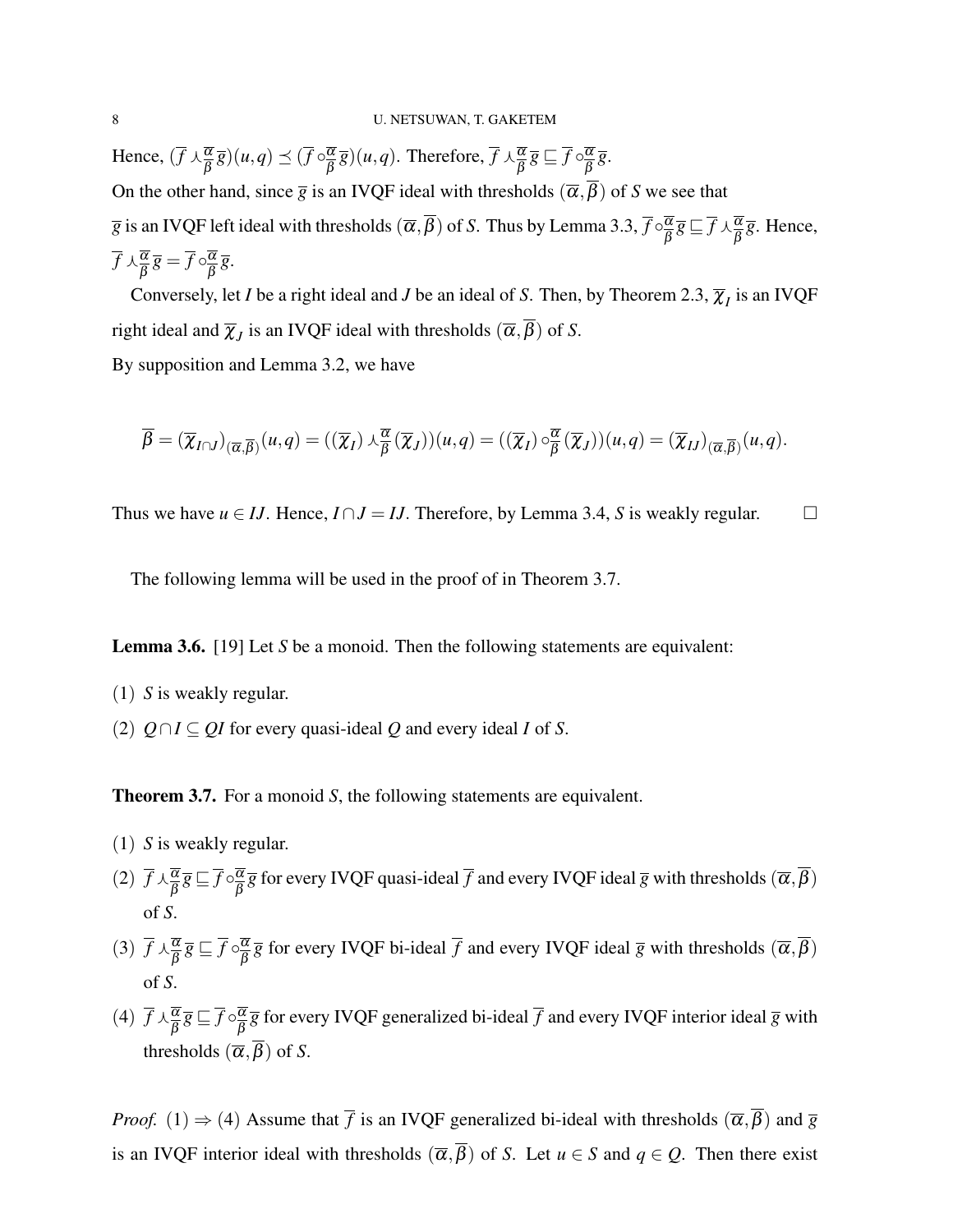Hence, $(\overline{f} \curlywedge_{\overline{\beta}}^{\overline{\alpha}} \overline{g})(u,q) \preceq (\overline{f} \circ_{\overline{\beta}}^{\overline{\alpha}} \overline{g})(u,q)$. Therefore, $\overline{f} \curlywedge_{\overline{\beta}}^{\overline{\alpha}} \overline{g} \sqsubseteq \overline{f} \circ_{\overline{\beta}}^{\overline{\alpha}} \overline{g}$.

On the other hand, since $\overline{g}$ is an IVQF ideal with thresholds $(\overline{\alpha}, \overline{\beta})$ of $S$ we see that $\overline{g}$ is an IVQF left ideal with thresholds $(\overline{\alpha}, \overline{\beta})$ of $S$. Thus by Lemma 3.3, $\overline{f} \circ_{\overline{\beta}}^{\overline{\alpha}} \overline{g} \sqsubseteq \overline{f} \curlywedge_{\overline{\beta}}^{\overline{\alpha}} \overline{g}$. Hence, $\overline{f} \curlywedge_{\overline{\beta}}^{\overline{\alpha}} \overline{g} = \overline{f} \circ_{\overline{\beta}}^{\overline{\alpha}} \overline{g}$.

Conversely, let $I$ be a right ideal and $J$ be an ideal of $S$. Then, by Theorem 2.3, $\overline{\chi}_I$ is an IVQF right ideal and $\overline{\chi}_J$ is an IVQF ideal with thresholds $(\overline{\alpha}, \overline{\beta})$ of $S$.

By supposition and Lemma 3.2, we have

$$\overline{\beta} = (\overline{\chi}_{I \cap J})_{(\overline{\alpha}, \overline{\beta})}(u,q) = ((\overline{\chi}_I) \curlywedge_{\overline{\beta}}^{\overline{\alpha}} (\overline{\chi}_J))(u,q) = ((\overline{\chi}_I) \circ_{\overline{\beta}}^{\overline{\alpha}} (\overline{\chi}_J))(u,q) = (\overline{\chi}_{IJ})_{(\overline{\alpha}, \overline{\beta})}(u,q).$$

Thus we have $u \in IJ$. Hence, $I \cap J = IJ$. Therefore, by Lemma 3.4, $S$ is weakly regular. $\square$

The following lemma will be used in the proof of in Theorem 3.7.

**Lemma 3.6.** [19] Let $S$ be a monoid. Then the following statements are equivalent:

(1) $S$ is weakly regular.

(2) $Q \cap I \subseteq QI$ for every quasi-ideal $Q$ and every ideal $I$ of $S$.

**Theorem 3.7.** *For a monoid $S$, the following statements are equivalent.*

(1) $S$ is weakly regular.

(2) $\overline{f} \curlywedge_{\overline{\beta}}^{\overline{\alpha}} \overline{g} \sqsubseteq \overline{f} \circ_{\overline{\beta}}^{\overline{\alpha}} \overline{g}$ for every IVQF quasi-ideal $\overline{f}$ and every IVQF ideal $\overline{g}$ with thresholds $(\overline{\alpha}, \overline{\beta})$ of $S$.

(3) $\overline{f} \curlywedge_{\overline{\beta}}^{\overline{\alpha}} \overline{g} \sqsubseteq \overline{f} \circ_{\overline{\beta}}^{\overline{\alpha}} \overline{g}$ for every IVQF bi-ideal $\overline{f}$ and every IVQF ideal $\overline{g}$ with thresholds $(\overline{\alpha}, \overline{\beta})$ of $S$.

(4) $\overline{f} \curlywedge_{\overline{\beta}}^{\overline{\alpha}} \overline{g} \sqsubseteq \overline{f} \circ_{\overline{\beta}}^{\overline{\alpha}} \overline{g}$ for every IVQF generalized bi-ideal $\overline{f}$ and every IVQF interior ideal $\overline{g}$ with thresholds $(\overline{\alpha}, \overline{\beta})$ of $S$.

*Proof.* $(1) \Rightarrow (4)$ Assume that $\overline{f}$ is an IVQF generalized bi-ideal with thresholds $(\overline{\alpha}, \overline{\beta})$ and $\overline{g}$ is an IVQF interior ideal with thresholds $(\overline{\alpha}, \overline{\beta})$ of $S$. Let $u \in S$ and $q \in Q$. Then there exist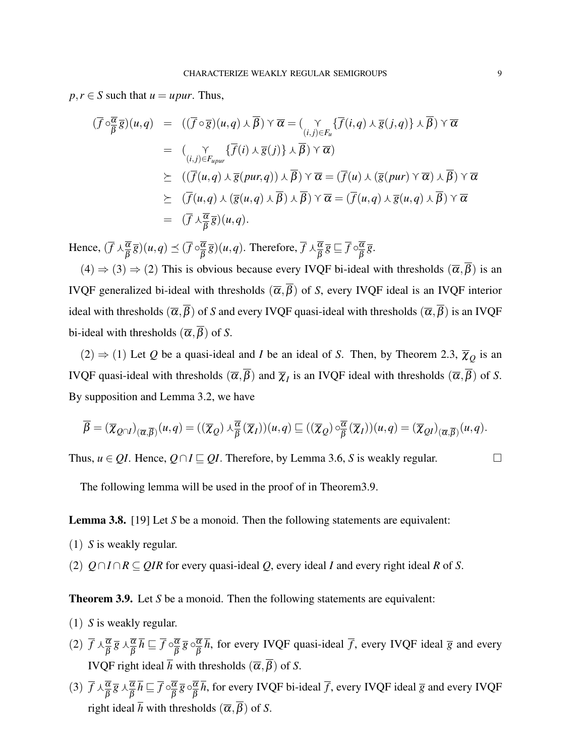$p, r \in S$ such that $u = upur$. Thus,

$$
\begin{aligned}
(\overline{f} \circ^{\overline{\alpha}}_{\overline{\beta}} \overline{g})(u,q) &= ((\overline{f} \circ \overline{g})(u,q) \curlywedge \overline{\beta}) \curlyvee \overline{\alpha} = (\underset{(i,j) \in F_u}{\curlyvee} \{\overline{f}(i,q) \curlywedge \overline{g}(j,q)\} \curlywedge \overline{\beta}) \curlyvee \overline{\alpha} \\
&= (\underset{(i,j) \in F_{upur}}{\curlyvee} \{\overline{f}(i) \curlywedge \overline{g}(j)\} \curlywedge \overline{\beta}) \curlyvee \overline{\alpha}) \\
&\succeq ((\overline{f}(u,q) \curlywedge \overline{g}(pur,q)) \curlywedge \overline{\beta}) \curlyvee \overline{\alpha} = (\overline{f}(u) \curlywedge (\overline{g}(pur) \curlyvee \overline{\alpha}) \curlywedge \overline{\beta}) \curlyvee \overline{\alpha} \\
&\succeq (\overline{f}(u,q) \curlywedge (\overline{g}(u,q) \curlywedge \overline{\beta}) \curlywedge \overline{\beta}) \curlyvee \overline{\alpha} = (\overline{f}(u,q) \curlywedge \overline{g}(u,q) \curlywedge \overline{\beta}) \curlyvee \overline{\alpha} \\
&= (\overline{f} \curlywedge^{\overline{\alpha}}_{\overline{\beta}} \overline{g})(u,q).
\end{aligned}
$$

Hence, $(\overline{f} \curlywedge^{\overline{\alpha}}_{\overline{\beta}} \overline{g})(u,q) \preceq (\overline{f} \circ^{\overline{\alpha}}_{\overline{\beta}} \overline{g})(u,q)$. Therefore, $\overline{f} \curlywedge^{\overline{\alpha}}_{\overline{\beta}} \overline{g} \sqsubseteq \overline{f} \circ^{\overline{\alpha}}_{\overline{\beta}} \overline{g}$.

$(4) \Rightarrow (3) \Rightarrow (2)$ This is obvious because every IVQF bi-ideal with thresholds $(\overline{\alpha}, \overline{\beta})$ is an IVQF generalized bi-ideal with thresholds $(\overline{\alpha}, \overline{\beta})$ of $S$, every IVQF ideal is an IVQF interior ideal with thresholds $(\overline{\alpha}, \overline{\beta})$ of $S$ and every IVQF quasi-ideal with thresholds $(\overline{\alpha}, \overline{\beta})$ is an IVQF bi-ideal with thresholds $(\overline{\alpha}, \overline{\beta})$ of $S$.

$(2) \Rightarrow (1)$ Let $Q$ be a quasi-ideal and $I$ be an ideal of $S$. Then, by Theorem 2.3, $\overline{\chi}_Q$ is an IVQF quasi-ideal with thresholds $(\overline{\alpha}, \overline{\beta})$ and $\overline{\chi}_I$ is an IVQF ideal with thresholds $(\overline{\alpha}, \overline{\beta})$ of $S$. By supposition and Lemma 3.2, we have

$$
\overline{\beta} = (\overline{\chi}_{Q \cap I})_{(\overline{\alpha}, \overline{\beta})}(u,q) = ((\overline{\chi}_Q) \curlywedge^{\overline{\alpha}}_{\overline{\beta}} (\overline{\chi}_I))(u,q) \sqsubseteq ((\overline{\chi}_Q) \circ^{\overline{\alpha}}_{\overline{\beta}} (\overline{\chi}_I))(u,q) = (\overline{\chi}_{QI})_{(\overline{\alpha}, \overline{\beta})}(u,q).
$$

Thus, $u \in QI$. Hence, $Q \cap I \sqsubseteq QI$. Therefore, by Lemma 3.6, $S$ is weakly regular. □

The following lemma will be used in the proof of in Theorem3.9.

**Lemma 3.8.** [19] Let $S$ be a monoid. Then the following statements are equivalent:

(1) $S$ is weakly regular.

(2) $Q \cap I \cap R \subseteq QIR$ for every quasi-ideal $Q$, every ideal $I$ and every right ideal $R$ of $S$.

**Theorem 3.9.** Let $S$ be a monoid. Then the following statements are equivalent:

(1) $S$ is weakly regular.

(2) $\overline{f} \curlywedge^{\overline{\alpha}}_{\overline{\beta}} \overline{g} \curlywedge^{\overline{\alpha}}_{\overline{\beta}} \overline{h} \sqsubseteq \overline{f} \circ^{\overline{\alpha}}_{\overline{\beta}} \overline{g} \circ^{\overline{\alpha}}_{\overline{\beta}} \overline{h}$, for every IVQF quasi-ideal $\overline{f}$, every IVQF ideal $\overline{g}$ and every IVQF right ideal $\overline{h}$ with thresholds $(\overline{\alpha}, \overline{\beta})$ of $S$.

(3) $\overline{f} \curlywedge^{\overline{\alpha}}_{\overline{\beta}} \overline{g} \curlywedge^{\overline{\alpha}}_{\overline{\beta}} \overline{h} \sqsubseteq \overline{f} \circ^{\overline{\alpha}}_{\overline{\beta}} \overline{g} \circ^{\overline{\alpha}}_{\overline{\beta}} \overline{h}$, for every IVQF bi-ideal $\overline{f}$, every IVQF ideal $\overline{g}$ and every IVQF right ideal $\overline{h}$ with thresholds $(\overline{\alpha}, \overline{\beta})$ of $S$.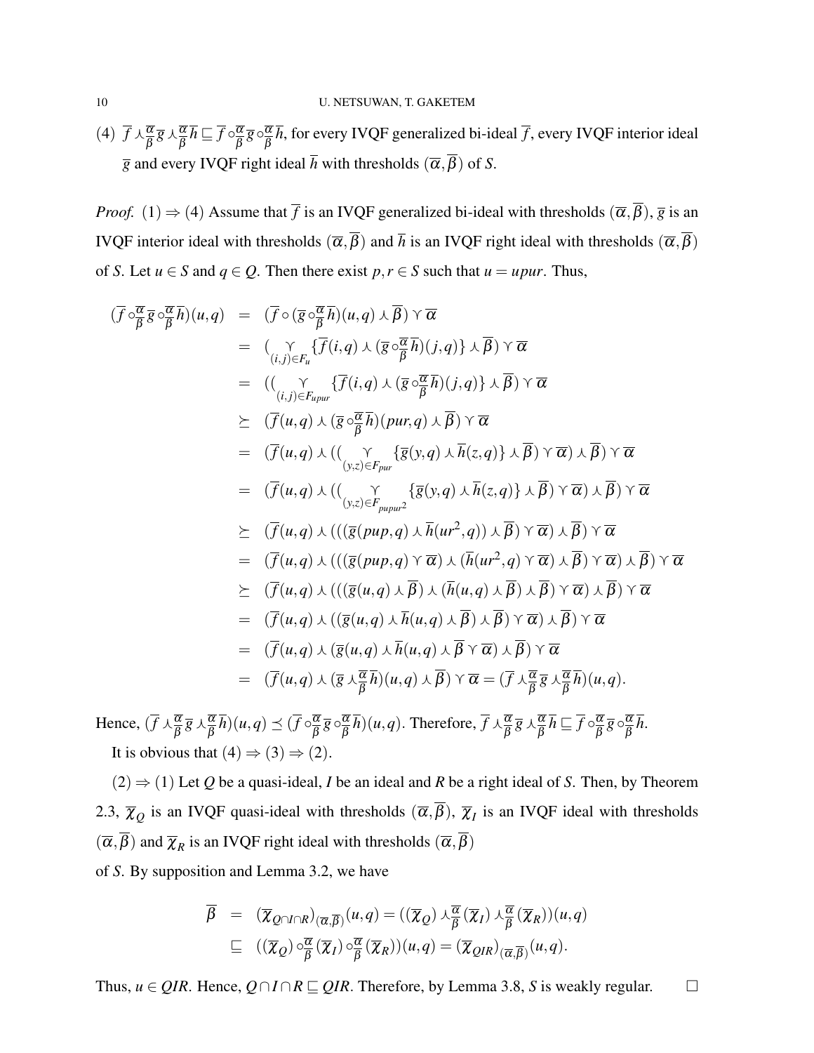(4) $\overline{f} \curlywedge_{\overline{\beta}}^{\overline{\alpha}} \overline{g} \curlywedge_{\overline{\beta}}^{\overline{\alpha}} \overline{h} \sqsubseteq \overline{f} \circ_{\overline{\beta}}^{\overline{\alpha}} \overline{g} \circ_{\overline{\beta}}^{\overline{\alpha}} \overline{h}$, for every IVQF generalized bi-ideal $\overline{f}$, every IVQF interior ideal $\overline{g}$ and every IVQF right ideal $\overline{h}$ with thresholds $(\overline{\alpha}, \overline{\beta})$ of $S$.

*Proof.* $(1) \Rightarrow (4)$ Assume that $\overline{f}$ is an IVQF generalized bi-ideal with thresholds $(\overline{\alpha}, \overline{\beta})$, $\overline{g}$ is an IVQF interior ideal with thresholds $(\overline{\alpha}, \overline{\beta})$ and $\overline{h}$ is an IVQF right ideal with thresholds $(\overline{\alpha}, \overline{\beta})$ of $S$. Let $u \in S$ and $q \in Q$. Then there exist $p, r \in S$ such that $u = upur$. Thus,

$$
\begin{aligned}
(\overline{f} \circ_{\overline{\beta}}^{\overline{\alpha}} \overline{g} \circ_{\overline{\beta}}^{\overline{\alpha}} \overline{h})(u,q) &= (\overline{f} \circ (\overline{g} \circ_{\overline{\beta}}^{\overline{\alpha}} \overline{h})(u,q) \curlywedge \overline{\beta}) \curlyvee \overline{\alpha} \\
&= (\curlyvee_{(i,j) \in F_u} \{\overline{f}(i,q) \curlywedge (\overline{g} \circ_{\overline{\beta}}^{\overline{\alpha}} \overline{h})(j,q)\} \curlywedge \overline{\beta}) \curlyvee \overline{\alpha} \\
&= ((\curlyvee_{(i,j) \in F_{upur}} \{\overline{f}(i,q) \curlywedge (\overline{g} \circ_{\overline{\beta}}^{\overline{\alpha}} \overline{h})(j,q)\} \curlywedge \overline{\beta}) \curlyvee \overline{\alpha} \\
&\succeq (\overline{f}(u,q) \curlywedge (\overline{g} \circ_{\overline{\beta}}^{\overline{\alpha}} \overline{h})(pur,q) \curlywedge \overline{\beta}) \curlyvee \overline{\alpha} \\
&= (\overline{f}(u,q) \curlywedge ((\curlyvee_{(y,z) \in F_{pur}} \{\overline{g}(y,q) \curlywedge \overline{h}(z,q)\} \curlywedge \overline{\beta}) \curlyvee \overline{\alpha}) \curlywedge \overline{\beta}) \curlyvee \overline{\alpha} \\
&= (\overline{f}(u,q) \curlywedge ((\curlyvee_{(y,z) \in F_{pupur^2}} \{\overline{g}(y,q) \curlywedge \overline{h}(z,q)\} \curlywedge \overline{\beta}) \curlyvee \overline{\alpha}) \curlywedge \overline{\beta}) \curlyvee \overline{\alpha} \\
&\succeq (\overline{f}(u,q) \curlywedge (((\overline{g}(pup,q) \curlywedge \overline{h}(ur^2,q)) \curlywedge \overline{\beta}) \curlyvee \overline{\alpha}) \curlywedge \overline{\beta}) \curlyvee \overline{\alpha} \\
&= (\overline{f}(u,q) \curlywedge (((\overline{g}(pup,q) \curlyvee \overline{\alpha}) \curlywedge (\overline{h}(ur^2,q) \curlyvee \overline{\alpha}) \curlywedge \overline{\beta}) \curlyvee \overline{\alpha}) \curlywedge \overline{\beta}) \curlyvee \overline{\alpha} \\
&\succeq (\overline{f}(u,q) \curlywedge (((\overline{g}(u,q) \curlywedge \overline{\beta}) \curlywedge (\overline{h}(u,q) \curlywedge \overline{\beta}) \curlywedge \overline{\beta}) \curlyvee \overline{\alpha}) \curlywedge \overline{\beta}) \curlyvee \overline{\alpha} \\
&= (\overline{f}(u,q) \curlywedge ((\overline{g}(u,q) \curlywedge \overline{h}(u,q) \curlywedge \overline{\beta}) \curlywedge \overline{\beta}) \curlyvee \overline{\alpha}) \curlywedge \overline{\beta}) \curlyvee \overline{\alpha} \\
&= (\overline{f}(u,q) \curlywedge (\overline{g}(u,q) \curlywedge \overline{h}(u,q) \curlywedge \overline{\beta} \curlyvee \overline{\alpha}) \curlywedge \overline{\beta}) \curlyvee \overline{\alpha} \\
&= (\overline{f}(u,q) \curlywedge (\overline{g} \curlywedge_{\overline{\beta}}^{\overline{\alpha}} \overline{h})(u,q) \curlywedge \overline{\beta}) \curlyvee \overline{\alpha} = (\overline{f} \curlywedge_{\overline{\beta}}^{\overline{\alpha}} \overline{g} \curlywedge_{\overline{\beta}}^{\overline{\alpha}} \overline{h})(u,q).
\end{aligned}
$$

Hence, $(\overline{f} \curlywedge_{\overline{\beta}}^{\overline{\alpha}} \overline{g} \curlywedge_{\overline{\beta}}^{\overline{\alpha}} \overline{h})(u,q) \preceq (\overline{f} \circ_{\overline{\beta}}^{\overline{\alpha}} \overline{g} \circ_{\overline{\beta}}^{\overline{\alpha}} \overline{h})(u,q)$. Therefore, $\overline{f} \curlywedge_{\overline{\beta}}^{\overline{\alpha}} \overline{g} \curlywedge_{\overline{\beta}}^{\overline{\alpha}} \overline{h} \sqsubseteq \overline{f} \circ_{\overline{\beta}}^{\overline{\alpha}} \overline{g} \circ_{\overline{\beta}}^{\overline{\alpha}} \overline{h}$.

It is obvious that $(4) \Rightarrow (3) \Rightarrow (2)$.

$(2) \Rightarrow (1)$ Let $Q$ be a quasi-ideal, $I$ be an ideal and $R$ be a right ideal of $S$. Then, by Theorem 2.3, $\overline{\chi}_Q$ is an IVQF quasi-ideal with thresholds $(\overline{\alpha}, \overline{\beta})$, $\overline{\chi}_I$ is an IVQF ideal with thresholds $(\overline{\alpha}, \overline{\beta})$ and $\overline{\chi}_R$ is an IVQF right ideal with thresholds $(\overline{\alpha}, \overline{\beta})$ of $S$. By supposition and Lemma 3.2, we have

$$
\begin{aligned}
\overline{\beta} &= (\overline{\chi}_{Q \cap I \cap R})_{(\overline{\alpha}, \overline{\beta})}(u,q) = ((\overline{\chi}_Q) \curlywedge_{\overline{\beta}}^{\overline{\alpha}} (\overline{\chi}_I) \curlywedge_{\overline{\beta}}^{\overline{\alpha}} (\overline{\chi}_R))(u,q) \\
&\sqsubseteq ((\overline{\chi}_Q) \circ_{\overline{\beta}}^{\overline{\alpha}} (\overline{\chi}_I) \circ_{\overline{\beta}}^{\overline{\alpha}} (\overline{\chi}_R))(u,q) = (\overline{\chi}_{QIR})_{(\overline{\alpha}, \overline{\beta})}(u,q).
\end{aligned}
$$

Thus, $u \in QIR$. Hence, $Q \cap I \cap R \sqsubseteq QIR$. Therefore, by Lemma 3.8, $S$ is weakly regular. $\square$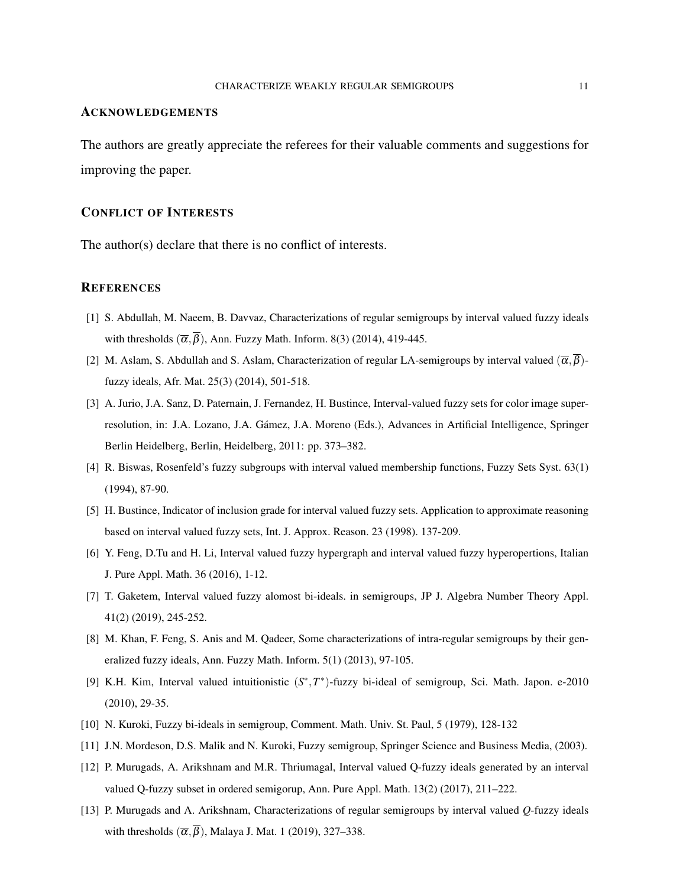## Acknowledgements

The authors are greatly appreciate the referees for their valuable comments and suggestions for improving the paper.

## Conflict of Interests

The author(s) declare that there is no conflict of interests.

## References

[1] S. Abdullah, M. Naeem, B. Davvaz, Characterizations of regular semigroups by interval valued fuzzy ideals with thresholds $(\overline{\alpha},\overline{\beta})$, Ann. Fuzzy Math. Inform. 8(3) (2014), 419-445.

[2] M. Aslam, S. Abdullah and S. Aslam, Characterization of regular LA-semigroups by interval valued $(\overline{\alpha},\overline{\beta})$-fuzzy ideals, Afr. Mat. 25(3) (2014), 501-518.

[3] A. Jurio, J.A. Sanz, D. Paternain, J. Fernandez, H. Bustince, Interval-valued fuzzy sets for color image super-resolution, in: J.A. Lozano, J.A. Gámez, J.A. Moreno (Eds.), Advances in Artificial Intelligence, Springer Berlin Heidelberg, Berlin, Heidelberg, 2011: pp. 373–382.

[4] R. Biswas, Rosenfeld's fuzzy subgroups with interval valued membership functions, Fuzzy Sets Syst. 63(1) (1994), 87-90.

[5] H. Bustince, Indicator of inclusion grade for interval valued fuzzy sets. Application to approximate reasoning based on interval valued fuzzy sets, Int. J. Approx. Reason. 23 (1998). 137-209.

[6] Y. Feng, D.Tu and H. Li, Interval valued fuzzy hypergraph and interval valued fuzzy hyperopertions, Italian J. Pure Appl. Math. 36 (2016), 1-12.

[7] T. Gaketem, Interval valued fuzzy alomost bi-ideals. in semigroups, JP J. Algebra Number Theory Appl. 41(2) (2019), 245-252.

[8] M. Khan, F. Feng, S. Anis and M. Qadeer, Some characterizations of intra-regular semigroups by their generalized fuzzy ideals, Ann. Fuzzy Math. Inform. 5(1) (2013), 97-105.

[9] K.H. Kim, Interval valued intuitionistic $(S^*,T^*)$-fuzzy bi-ideal of semigroup, Sci. Math. Japon. e-2010 (2010), 29-35.

[10] N. Kuroki, Fuzzy bi-ideals in semigroup, Comment. Math. Univ. St. Paul, 5 (1979), 128-132

[11] J.N. Mordeson, D.S. Malik and N. Kuroki, Fuzzy semigroup, Springer Science and Business Media, (2003).

[12] P. Murugads, A. Arikshnam and M.R. Thriumagal, Interval valued Q-fuzzy ideals generated by an interval valued Q-fuzzy subset in ordered semigorup, Ann. Pure Appl. Math. 13(2) (2017), 211–222.

[13] P. Murugads and A. Arikshnam, Characterizations of regular semigroups by interval valued $Q$-fuzzy ideals with thresholds $(\overline{\alpha},\overline{\beta})$, Malaya J. Mat. 1 (2019), 327–338.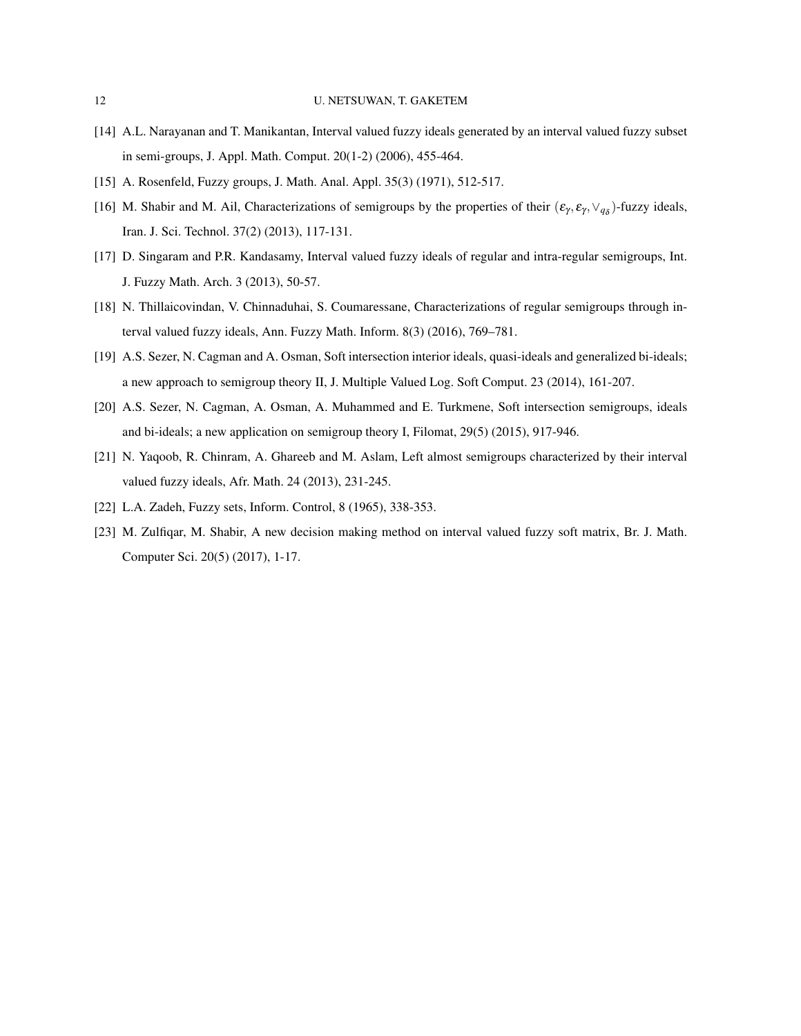[14] A.L. Narayanan and T. Manikantan, Interval valued fuzzy ideals generated by an interval valued fuzzy subset in semi-groups, J. Appl. Math. Comput. 20(1-2) (2006), 455-464.

[15] A. Rosenfeld, Fuzzy groups, J. Math. Anal. Appl. 35(3) (1971), 512-517.

[16] M. Shabir and M. Ail, Characterizations of semigroups by the properties of their $(\varepsilon_{\gamma}, \varepsilon_{\gamma}, \vee_{q_{\delta}})$-fuzzy ideals, Iran. J. Sci. Technol. 37(2) (2013), 117-131.

[17] D. Singaram and P.R. Kandasamy, Interval valued fuzzy ideals of regular and intra-regular semigroups, Int. J. Fuzzy Math. Arch. 3 (2013), 50-57.

[18] N. Thillaicovindan, V. Chinnaduhai, S. Coumaressane, Characterizations of regular semigroups through interval valued fuzzy ideals, Ann. Fuzzy Math. Inform. 8(3) (2016), 769–781.

[19] A.S. Sezer, N. Cagman and A. Osman, Soft intersection interior ideals, quasi-ideals and generalized bi-ideals; a new approach to semigroup theory II, J. Multiple Valued Log. Soft Comput. 23 (2014), 161-207.

[20] A.S. Sezer, N. Cagman, A. Osman, A. Muhammed and E. Turkmene, Soft intersection semigroups, ideals and bi-ideals; a new application on semigroup theory I, Filomat, 29(5) (2015), 917-946.

[21] N. Yaqoob, R. Chinram, A. Ghareeb and M. Aslam, Left almost semigroups characterized by their interval valued fuzzy ideals, Afr. Math. 24 (2013), 231-245.

[22] L.A. Zadeh, Fuzzy sets, Inform. Control, 8 (1965), 338-353.

[23] M. Zulfiqar, M. Shabir, A new decision making method on interval valued fuzzy soft matrix, Br. J. Math. Computer Sci. 20(5) (2017), 1-17.